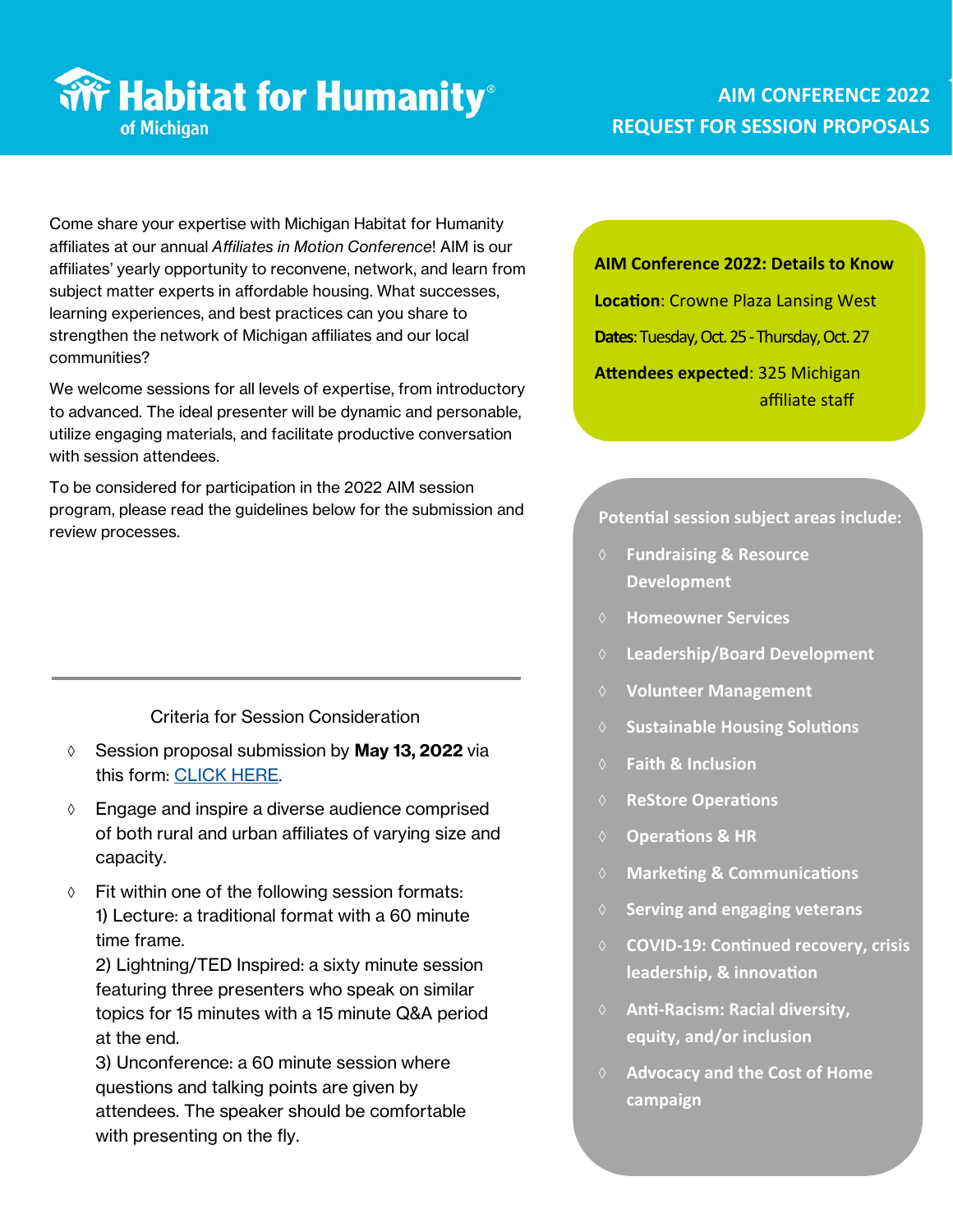# Habitat for Humanity of Michigan

## AIM CONFERENCE 2022
## REQUEST FOR SESSION PROPOSALS

Come share your expertise with Michigan Habitat for Humanity affiliates at our annual *Affiliates in Motion Conference*! AIM is our affiliates' yearly opportunity to reconvene, network, and learn from subject matter experts in affordable housing. What successes, learning experiences, and best practices can you share to strengthen the network of Michigan affiliates and our local communities?

We welcome sessions for all levels of expertise, from introductory to advanced. The ideal presenter will be dynamic and personable, utilize engaging materials, and facilitate productive conversation with session attendees.

To be considered for participation in the 2022 AIM session program, please read the guidelines below for the submission and review processes.

### AIM Conference 2022: Details to Know

**Location**: Crowne Plaza Lansing West

**Dates**: Tuesday, Oct. 25 - Thursday, Oct. 27

**Attendees expected**: 325 Michigan affiliate staff

### Criteria for Session Consideration

- Session proposal submission by **May 13, 2022** via this form: [CLICK HERE].
- Engage and inspire a diverse audience comprised of both rural and urban affiliates of varying size and capacity.
- Fit within one of the following session formats:
  1) Lecture: a traditional format with a 60 minute time frame.
  2) Lightning/TED Inspired: a sixty minute session featuring three presenters who speak on similar topics for 15 minutes with a 15 minute Q&A period at the end.
  3) Unconference: a 60 minute session where questions and talking points are given by attendees. The speaker should be comfortable with presenting on the fly.

### Potential session subject areas include:

- **Fundraising & Resource Development**
- **Homeowner Services**
- **Leadership/Board Development**
- **Volunteer Management**
- **Sustainable Housing Solutions**
- **Faith & Inclusion**
- **ReStore Operations**
- **Operations & HR**
- **Marketing & Communications**
- **Serving and engaging veterans**
- **COVID-19: Continued recovery, crisis leadership, & innovation**
- **Anti-Racism: Racial diversity, equity, and/or inclusion**
- **Advocacy and the Cost of Home campaign**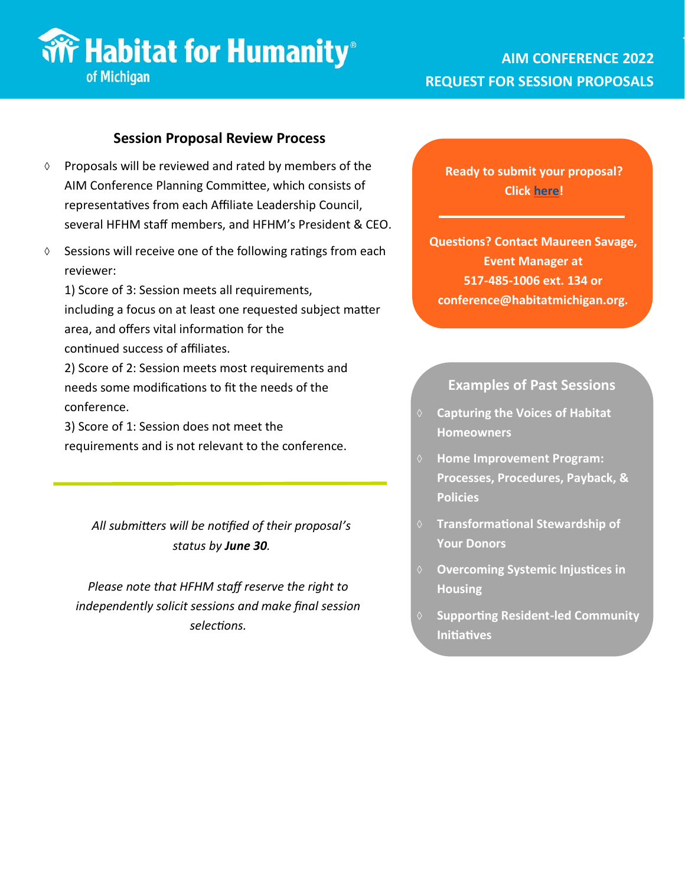## Session Proposal Review Process

- Proposals will be reviewed and rated by members of the AIM Conference Planning Committee, which consists of representatives from each Affiliate Leadership Council, several HFHM staff members, and HFHM's President & CEO.
- Sessions will receive one of the following ratings from each reviewer:
  1) Score of 3: Session meets all requirements, including a focus on at least one requested subject matter area, and offers vital information for the continued success of affiliates.
  2) Score of 2: Session meets most requirements and needs some modifications to fit the needs of the conference.
  3) Score of 1: Session does not meet the requirements and is not relevant to the conference.

*All submitters will be notified of their proposal's status by **June 30**.*

*Please note that HFHM staff reserve the right to independently solicit sessions and make final session selections.*

**Ready to submit your proposal? Click here!**

**Questions? Contact Maureen Savage, Event Manager at 517-485-1006 ext. 134 or conference@habitatmichigan.org.**

### Examples of Past Sessions

- **Capturing the Voices of Habitat Homeowners**
- **Home Improvement Program: Processes, Procedures, Payback, & Policies**
- **Transformational Stewardship of Your Donors**
- **Overcoming Systemic Injustices in Housing**
- **Supporting Resident-led Community Initiatives**